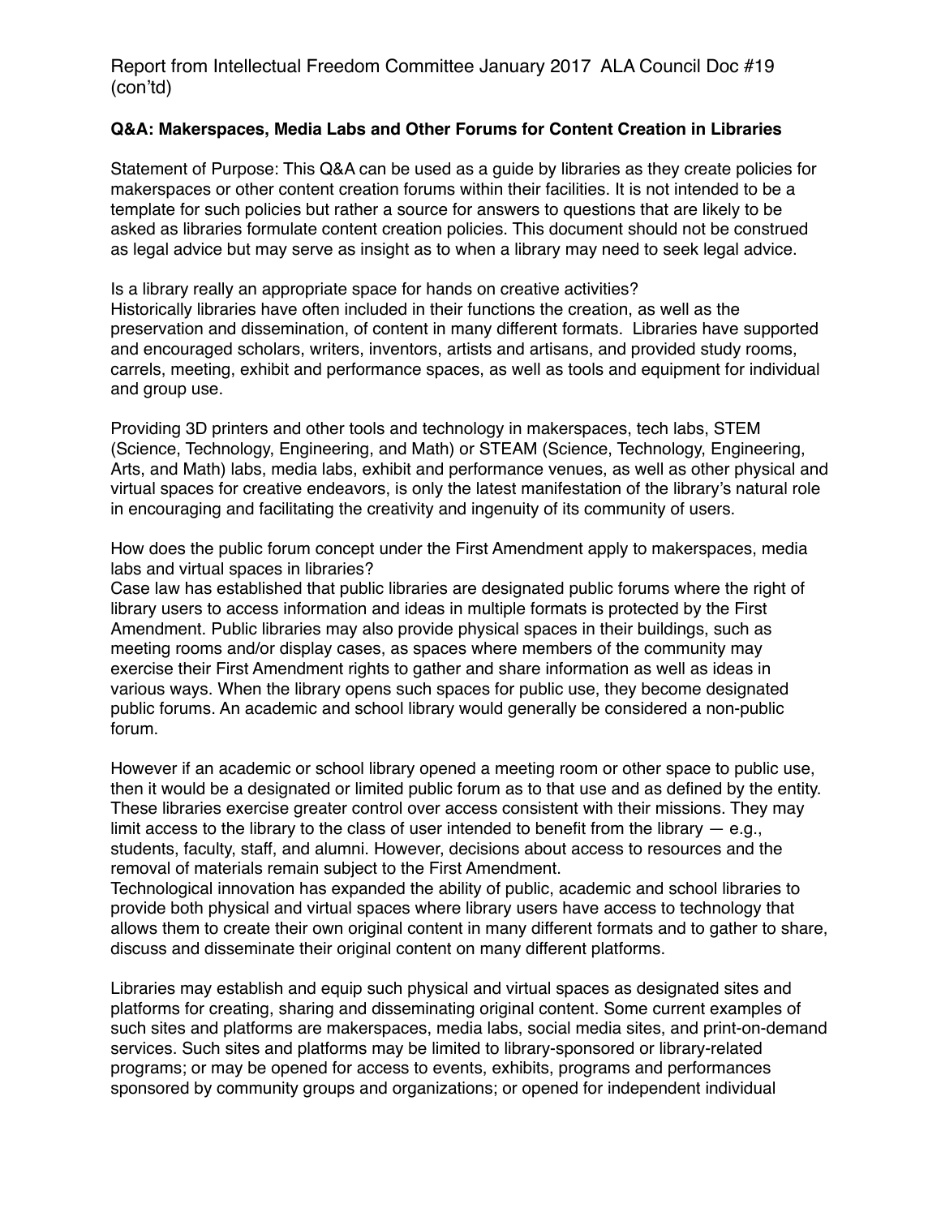Report from Intellectual Freedom Committee January 2017 ALA Council Doc #19 (con'td)

**Q&A: Makerspaces, Media Labs and Other Forums for Content Creation in Libraries**

Statement of Purpose: This Q&A can be used as a guide by libraries as they create policies for makerspaces or other content creation forums within their facilities. It is not intended to be a template for such policies but rather a source for answers to questions that are likely to be asked as libraries formulate content creation policies. This document should not be construed as legal advice but may serve as insight as to when a library may need to seek legal advice.

Is a library really an appropriate space for hands on creative activities?
Historically libraries have often included in their functions the creation, as well as the preservation and dissemination, of content in many different formats. Libraries have supported and encouraged scholars, writers, inventors, artists and artisans, and provided study rooms, carrels, meeting, exhibit and performance spaces, as well as tools and equipment for individual and group use.

Providing 3D printers and other tools and technology in makerspaces, tech labs, STEM (Science, Technology, Engineering, and Math) or STEAM (Science, Technology, Engineering, Arts, and Math) labs, media labs, exhibit and performance venues, as well as other physical and virtual spaces for creative endeavors, is only the latest manifestation of the library's natural role in encouraging and facilitating the creativity and ingenuity of its community of users.

How does the public forum concept under the First Amendment apply to makerspaces, media labs and virtual spaces in libraries?
Case law has established that public libraries are designated public forums where the right of library users to access information and ideas in multiple formats is protected by the First Amendment. Public libraries may also provide physical spaces in their buildings, such as meeting rooms and/or display cases, as spaces where members of the community may exercise their First Amendment rights to gather and share information as well as ideas in various ways. When the library opens such spaces for public use, they become designated public forums. An academic and school library would generally be considered a non-public forum.

However if an academic or school library opened a meeting room or other space to public use, then it would be a designated or limited public forum as to that use and as defined by the entity. These libraries exercise greater control over access consistent with their missions. They may limit access to the library to the class of user intended to benefit from the library — e.g., students, faculty, staff, and alumni. However, decisions about access to resources and the removal of materials remain subject to the First Amendment.
Technological innovation has expanded the ability of public, academic and school libraries to provide both physical and virtual spaces where library users have access to technology that allows them to create their own original content in many different formats and to gather to share, discuss and disseminate their original content on many different platforms.

Libraries may establish and equip such physical and virtual spaces as designated sites and platforms for creating, sharing and disseminating original content. Some current examples of such sites and platforms are makerspaces, media labs, social media sites, and print-on-demand services. Such sites and platforms may be limited to library-sponsored or library-related programs; or may be opened for access to events, exhibits, programs and performances sponsored by community groups and organizations; or opened for independent individual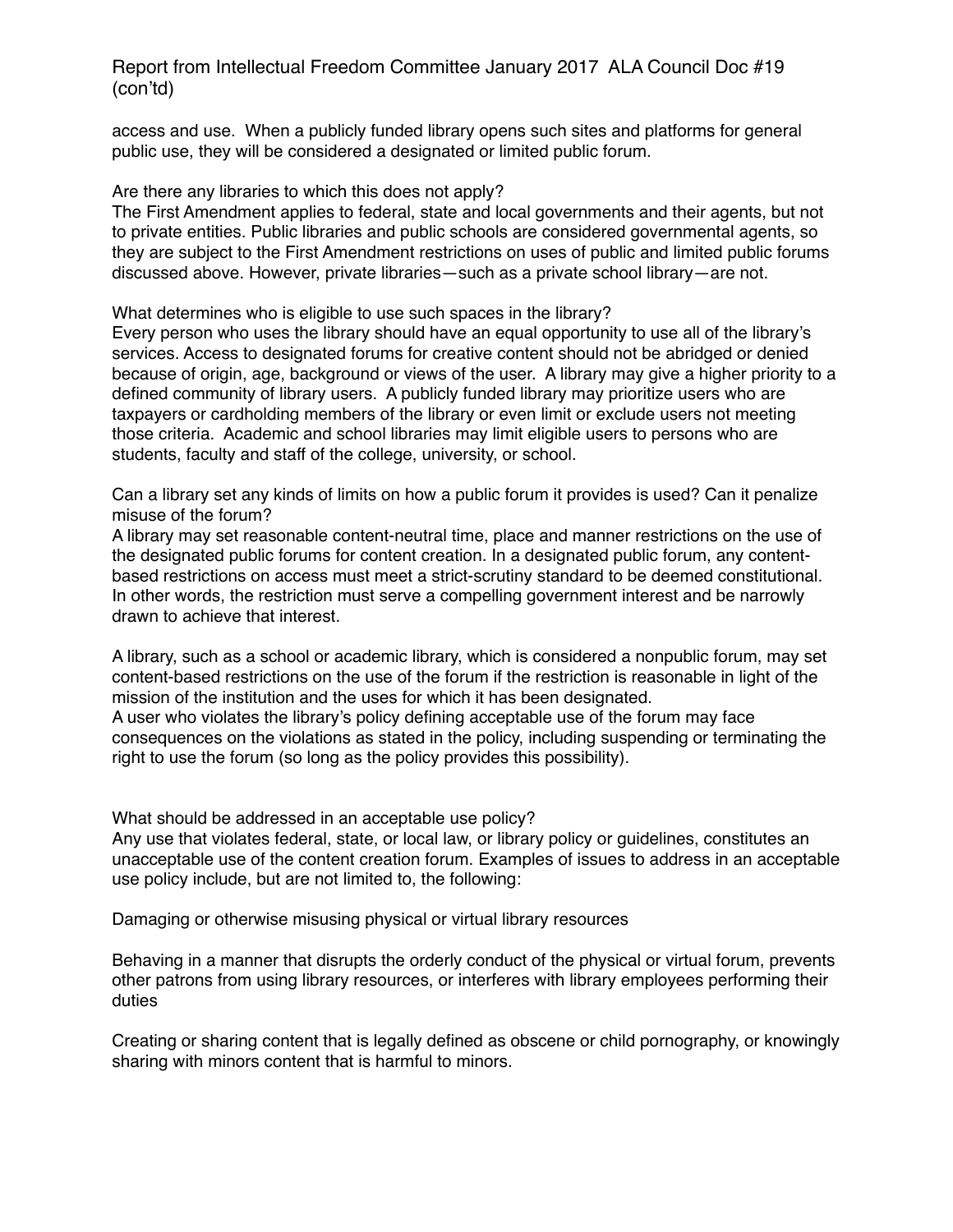access and use. When a publicly funded library opens such sites and platforms for general public use, they will be considered a designated or limited public forum.

Are there any libraries to which this does not apply?
The First Amendment applies to federal, state and local governments and their agents, but not to private entities. Public libraries and public schools are considered governmental agents, so they are subject to the First Amendment restrictions on uses of public and limited public forums discussed above. However, private libraries—such as a private school library—are not.

What determines who is eligible to use such spaces in the library?
Every person who uses the library should have an equal opportunity to use all of the library's services. Access to designated forums for creative content should not be abridged or denied because of origin, age, background or views of the user. A library may give a higher priority to a defined community of library users. A publicly funded library may prioritize users who are taxpayers or cardholding members of the library or even limit or exclude users not meeting those criteria. Academic and school libraries may limit eligible users to persons who are students, faculty and staff of the college, university, or school.

Can a library set any kinds of limits on how a public forum it provides is used? Can it penalize misuse of the forum?
A library may set reasonable content-neutral time, place and manner restrictions on the use of the designated public forums for content creation. In a designated public forum, any content-based restrictions on access must meet a strict-scrutiny standard to be deemed constitutional. In other words, the restriction must serve a compelling government interest and be narrowly drawn to achieve that interest.

A library, such as a school or academic library, which is considered a nonpublic forum, may set content-based restrictions on the use of the forum if the restriction is reasonable in light of the mission of the institution and the uses for which it has been designated.
A user who violates the library's policy defining acceptable use of the forum may face consequences on the violations as stated in the policy, including suspending or terminating the right to use the forum (so long as the policy provides this possibility).

What should be addressed in an acceptable use policy?
Any use that violates federal, state, or local law, or library policy or guidelines, constitutes an unacceptable use of the content creation forum. Examples of issues to address in an acceptable use policy include, but are not limited to, the following:

Damaging or otherwise misusing physical or virtual library resources

Behaving in a manner that disrupts the orderly conduct of the physical or virtual forum, prevents other patrons from using library resources, or interferes with library employees performing their duties

Creating or sharing content that is legally defined as obscene or child pornography, or knowingly sharing with minors content that is harmful to minors.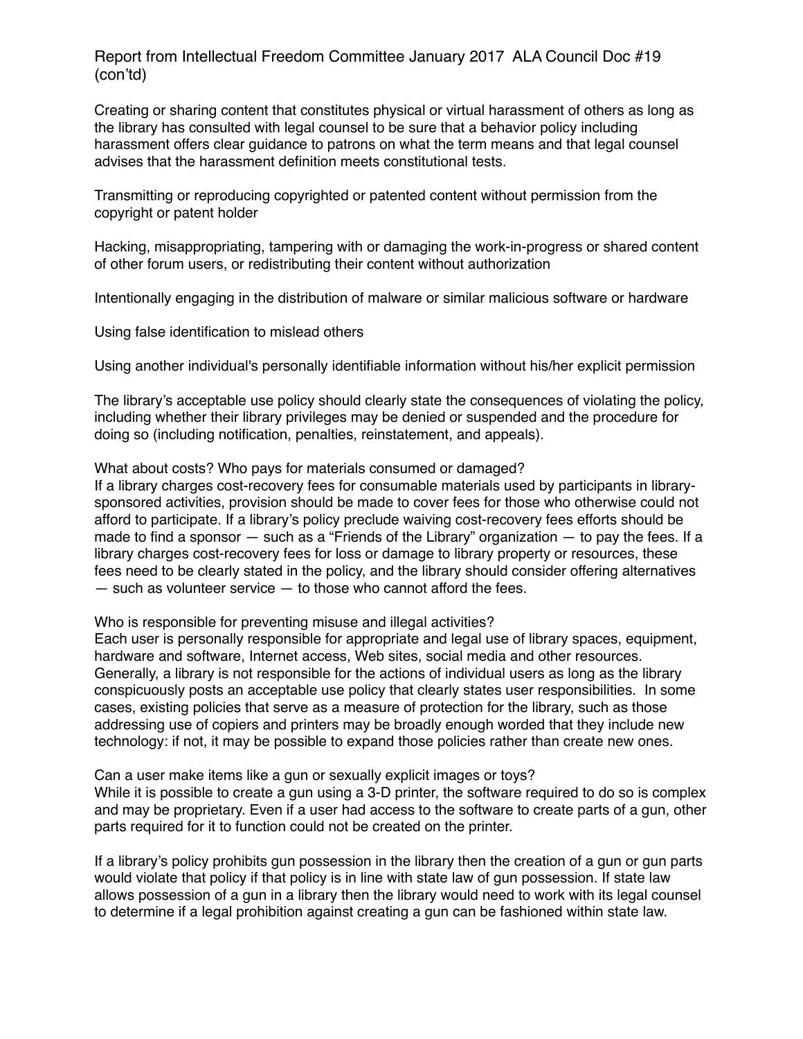Creating or sharing content that constitutes physical or virtual harassment of others as long as the library has consulted with legal counsel to be sure that a behavior policy including harassment offers clear guidance to patrons on what the term means and that legal counsel advises that the harassment definition meets constitutional tests.

Transmitting or reproducing copyrighted or patented content without permission from the copyright or patent holder

Hacking, misappropriating, tampering with or damaging the work-in-progress or shared content of other forum users, or redistributing their content without authorization

Intentionally engaging in the distribution of malware or similar malicious software or hardware

Using false identification to mislead others

Using another individual's personally identifiable information without his/her explicit permission

The library's acceptable use policy should clearly state the consequences of violating the policy, including whether their library privileges may be denied or suspended and the procedure for doing so (including notification, penalties, reinstatement, and appeals).

What about costs? Who pays for materials consumed or damaged?
If a library charges cost-recovery fees for consumable materials used by participants in library-sponsored activities, provision should be made to cover fees for those who otherwise could not afford to participate. If a library's policy preclude waiving cost-recovery fees efforts should be made to find a sponsor — such as a "Friends of the Library" organization — to pay the fees. If a library charges cost-recovery fees for loss or damage to library property or resources, these fees need to be clearly stated in the policy, and the library should consider offering alternatives — such as volunteer service — to those who cannot afford the fees.

Who is responsible for preventing misuse and illegal activities?
Each user is personally responsible for appropriate and legal use of library spaces, equipment, hardware and software, Internet access, Web sites, social media and other resources. Generally, a library is not responsible for the actions of individual users as long as the library conspicuously posts an acceptable use policy that clearly states user responsibilities. In some cases, existing policies that serve as a measure of protection for the library, such as those addressing use of copiers and printers may be broadly enough worded that they include new technology: if not, it may be possible to expand those policies rather than create new ones.

Can a user make items like a gun or sexually explicit images or toys?
While it is possible to create a gun using a 3-D printer, the software required to do so is complex and may be proprietary. Even if a user had access to the software to create parts of a gun, other parts required for it to function could not be created on the printer.

If a library's policy prohibits gun possession in the library then the creation of a gun or gun parts would violate that policy if that policy is in line with state law of gun possession. If state law allows possession of a gun in a library then the library would need to work with its legal counsel to determine if a legal prohibition against creating a gun can be fashioned within state law.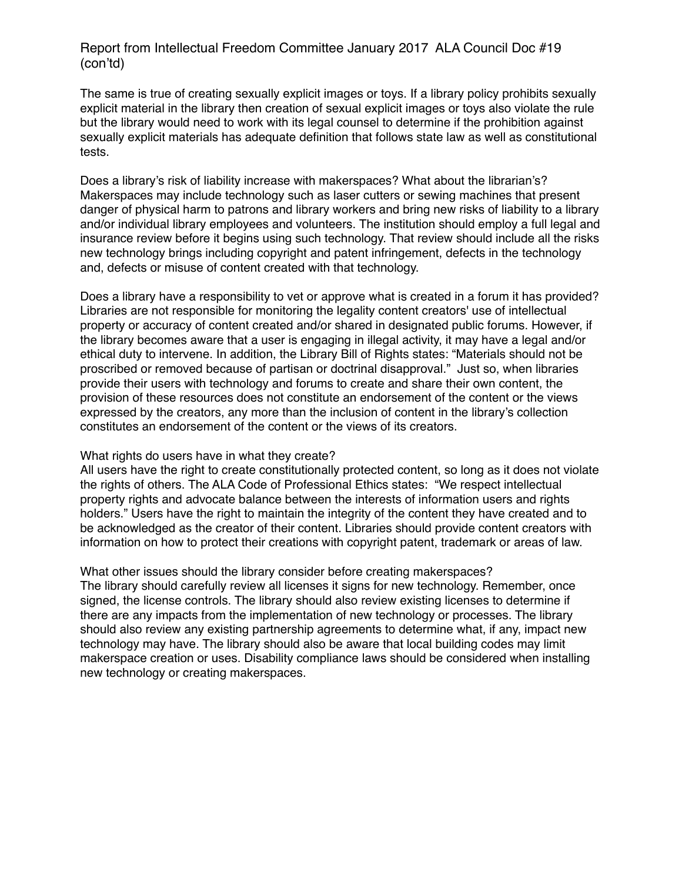The same is true of creating sexually explicit images or toys. If a library policy prohibits sexually explicit material in the library then creation of sexual explicit images or toys also violate the rule but the library would need to work with its legal counsel to determine if the prohibition against sexually explicit materials has adequate definition that follows state law as well as constitutional tests.

Does a library's risk of liability increase with makerspaces? What about the librarian's?
Makerspaces may include technology such as laser cutters or sewing machines that present danger of physical harm to patrons and library workers and bring new risks of liability to a library and/or individual library employees and volunteers. The institution should employ a full legal and insurance review before it begins using such technology. That review should include all the risks new technology brings including copyright and patent infringement, defects in the technology and, defects or misuse of content created with that technology.

Does a library have a responsibility to vet or approve what is created in a forum it has provided?
Libraries are not responsible for monitoring the legality content creators' use of intellectual property or accuracy of content created and/or shared in designated public forums. However, if the library becomes aware that a user is engaging in illegal activity, it may have a legal and/or ethical duty to intervene. In addition, the Library Bill of Rights states: "Materials should not be proscribed or removed because of partisan or doctrinal disapproval." Just so, when libraries provide their users with technology and forums to create and share their own content, the provision of these resources does not constitute an endorsement of the content or the views expressed by the creators, any more than the inclusion of content in the library's collection constitutes an endorsement of the content or the views of its creators.

What rights do users have in what they create?
All users have the right to create constitutionally protected content, so long as it does not violate the rights of others. The ALA Code of Professional Ethics states: "We respect intellectual property rights and advocate balance between the interests of information users and rights holders." Users have the right to maintain the integrity of the content they have created and to be acknowledged as the creator of their content. Libraries should provide content creators with information on how to protect their creations with copyright patent, trademark or areas of law.

What other issues should the library consider before creating makerspaces?
The library should carefully review all licenses it signs for new technology. Remember, once signed, the license controls. The library should also review existing licenses to determine if there are any impacts from the implementation of new technology or processes. The library should also review any existing partnership agreements to determine what, if any, impact new technology may have. The library should also be aware that local building codes may limit makerspace creation or uses. Disability compliance laws should be considered when installing new technology or creating makerspaces.